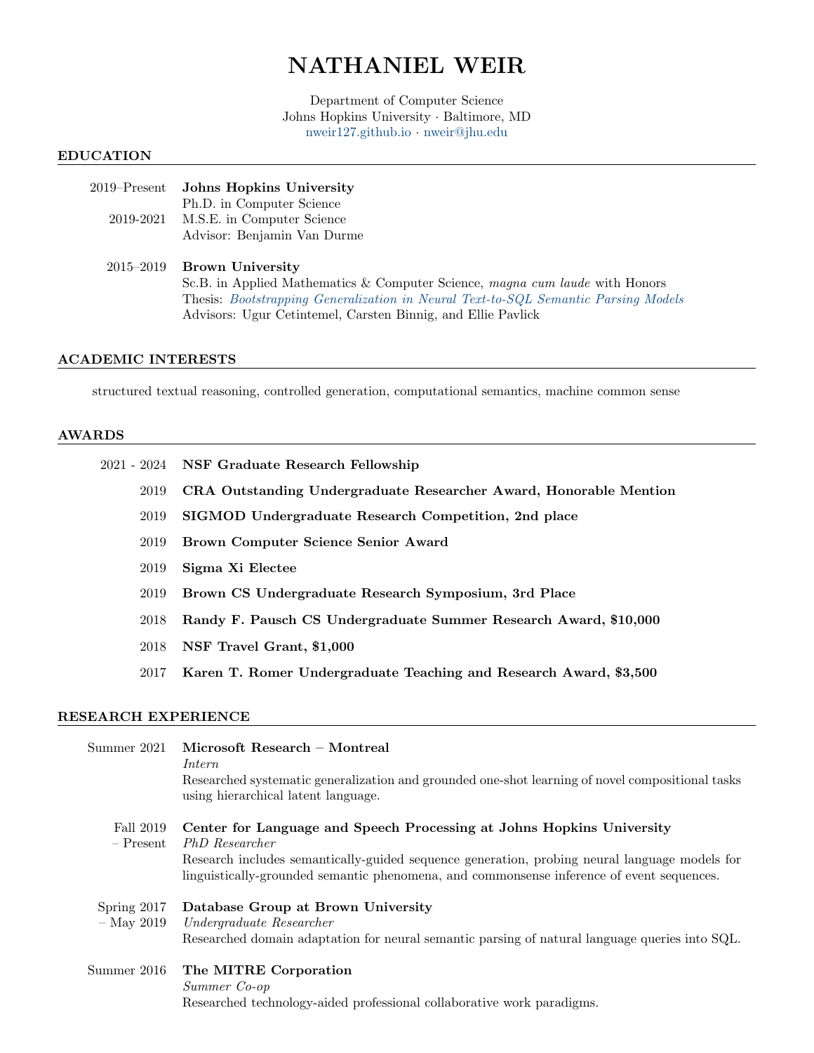# NATHANIEL WEIR

Department of Computer Science
Johns Hopkins University · Baltimore, MD
nweir127.github.io · nweir@jhu.edu

## EDUCATION

2019–Present **Johns Hopkins University**
Ph.D. in Computer Science
2019-2021 M.S.E. in Computer Science
Advisor: Benjamin Van Durme

2015–2019 **Brown University**
Sc.B. in Applied Mathematics & Computer Science, *magna cum laude* with Honors
Thesis: *Bootstrapping Generalization in Neural Text-to-SQL Semantic Parsing Models*
Advisors: Ugur Cetintemel, Carsten Binnig, and Ellie Pavlick

## ACADEMIC INTERESTS

structured textual reasoning, controlled generation, computational semantics, machine common sense

## AWARDS

- 2021 - 2024 **NSF Graduate Research Fellowship**
- 2019 **CRA Outstanding Undergraduate Researcher Award, Honorable Mention**
- 2019 **SIGMOD Undergraduate Research Competition, 2nd place**
- 2019 **Brown Computer Science Senior Award**
- 2019 **Sigma Xi Electee**
- 2019 **Brown CS Undergraduate Research Symposium, 3rd Place**
- 2018 **Randy F. Pausch CS Undergraduate Summer Research Award, $10,000**
- 2018 **NSF Travel Grant, $1,000**
- 2017 **Karen T. Romer Undergraduate Teaching and Research Award, $3,500**

## RESEARCH EXPERIENCE

Summer 2021 **Microsoft Research – Montreal**
*Intern*
Researched systematic generalization and grounded one-shot learning of novel compositional tasks using hierarchical latent language.

Fall 2019 – Present **Center for Language and Speech Processing at Johns Hopkins University**
*PhD Researcher*
Research includes semantically-guided sequence generation, probing neural language models for linguistically-grounded semantic phenomena, and commonsense inference of event sequences.

Spring 2017 – May 2019 **Database Group at Brown University**
*Undergraduate Researcher*
Researched domain adaptation for neural semantic parsing of natural language queries into SQL.

Summer 2016 **The MITRE Corporation**
*Summer Co-op*
Researched technology-aided professional collaborative work paradigms.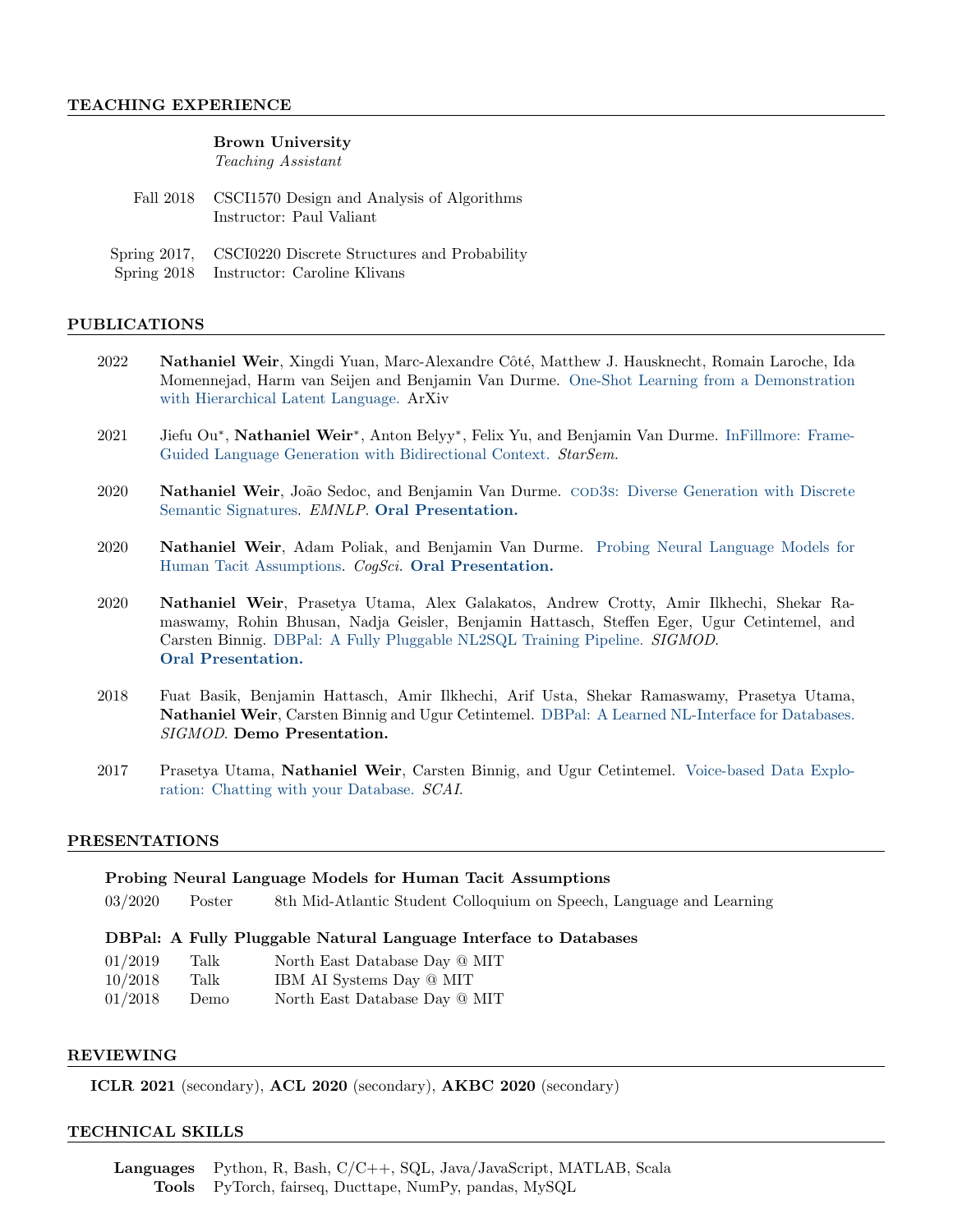## TEACHING EXPERIENCE

**Brown University**
*Teaching Assistant*

Fall 2018 — CSCI1570 Design and Analysis of Algorithms
Instructor: Paul Valiant

Spring 2017, Spring 2018 — CSCI0220 Discrete Structures and Probability
Instructor: Caroline Klivans

## PUBLICATIONS

2022 — **Nathaniel Weir**, Xingdi Yuan, Marc-Alexandre Côté, Matthew J. Hausknecht, Romain Laroche, Ida Momennejad, Harm van Seijen and Benjamin Van Durme. One-Shot Learning from a Demonstration with Hierarchical Latent Language. ArXiv

2021 — Jiefu Ou*, **Nathaniel Weir***, Anton Belyy*, Felix Yu, and Benjamin Van Durme. InFillmore: Frame-Guided Language Generation with Bidirectional Context. *StarSem.*

2020 — **Nathaniel Weir**, João Sedoc, and Benjamin Van Durme. COD3S: Diverse Generation with Discrete Semantic Signatures. *EMNLP*. **Oral Presentation.**

2020 — **Nathaniel Weir**, Adam Poliak, and Benjamin Van Durme. Probing Neural Language Models for Human Tacit Assumptions. *CogSci.* **Oral Presentation.**

2020 — **Nathaniel Weir**, Prasetya Utama, Alex Galakatos, Andrew Crotty, Amir Ilkhechi, Shekar Ramaswamy, Rohin Bhusan, Nadja Geisler, Benjamin Hattasch, Steffen Eger, Ugur Cetintemel, and Carsten Binnig. DBPal: A Fully Pluggable NL2SQL Training Pipeline. *SIGMOD.* **Oral Presentation.**

2018 — Fuat Basik, Benjamin Hattasch, Amir Ilkhechi, Arif Usta, Shekar Ramaswamy, Prasetya Utama, **Nathaniel Weir**, Carsten Binnig and Ugur Cetintemel. DBPal: A Learned NL-Interface for Databases. *SIGMOD.* **Demo Presentation.**

2017 — Prasetya Utama, **Nathaniel Weir**, Carsten Binnig, and Ugur Cetintemel. Voice-based Data Exploration: Chatting with your Database. *SCAI.*

## PRESENTATIONS

**Probing Neural Language Models for Human Tacit Assumptions**

| | | |
|---|---|---|
| 03/2020 | Poster | 8th Mid-Atlantic Student Colloquium on Speech, Language and Learning |

**DBPal: A Fully Pluggable Natural Language Interface to Databases**

| | | |
|---|---|---|
| 01/2019 | Talk | North East Database Day @ MIT |
| 10/2018 | Talk | IBM AI Systems Day @ MIT |
| 01/2018 | Demo | North East Database Day @ MIT |

## REVIEWING

**ICLR 2021** (secondary), **ACL 2020** (secondary), **AKBC 2020** (secondary)

## TECHNICAL SKILLS

**Languages** Python, R, Bash, C/C++, SQL, Java/JavaScript, MATLAB, Scala
**Tools** PyTorch, fairseq, Ducttape, NumPy, pandas, MySQL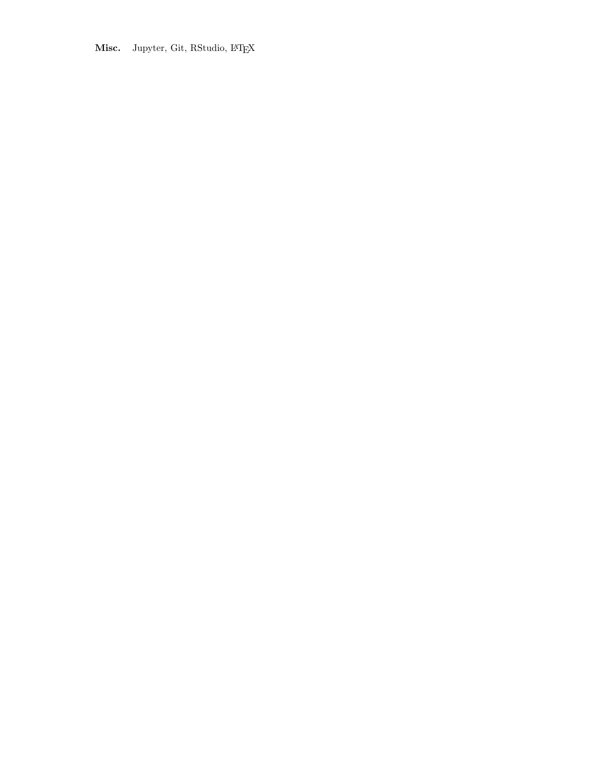**Misc.** Jupyter, Git, RStudio, LaTeX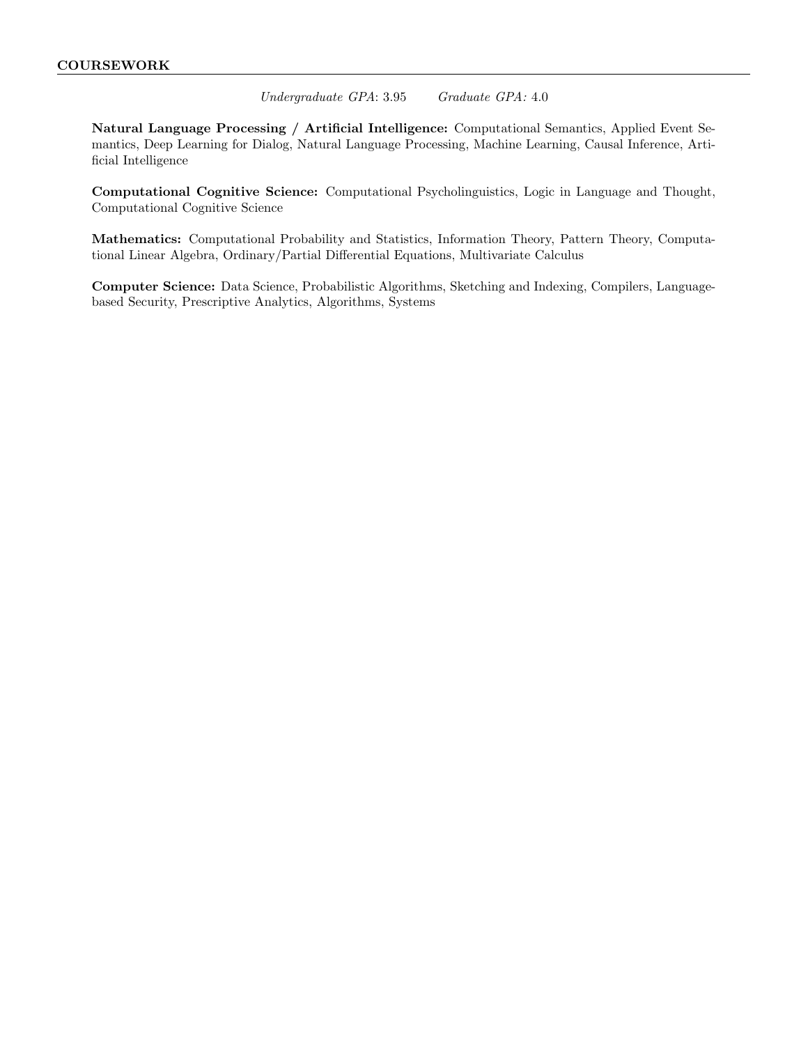## COURSEWORK

*Undergraduate GPA*: 3.95 *Graduate GPA:* 4.0

**Natural Language Processing / Artificial Intelligence:** Computational Semantics, Applied Event Semantics, Deep Learning for Dialog, Natural Language Processing, Machine Learning, Causal Inference, Artificial Intelligence

**Computational Cognitive Science:** Computational Psycholinguistics, Logic in Language and Thought, Computational Cognitive Science

**Mathematics:** Computational Probability and Statistics, Information Theory, Pattern Theory, Computational Linear Algebra, Ordinary/Partial Differential Equations, Multivariate Calculus

**Computer Science:** Data Science, Probabilistic Algorithms, Sketching and Indexing, Compilers, Language-based Security, Prescriptive Analytics, Algorithms, Systems